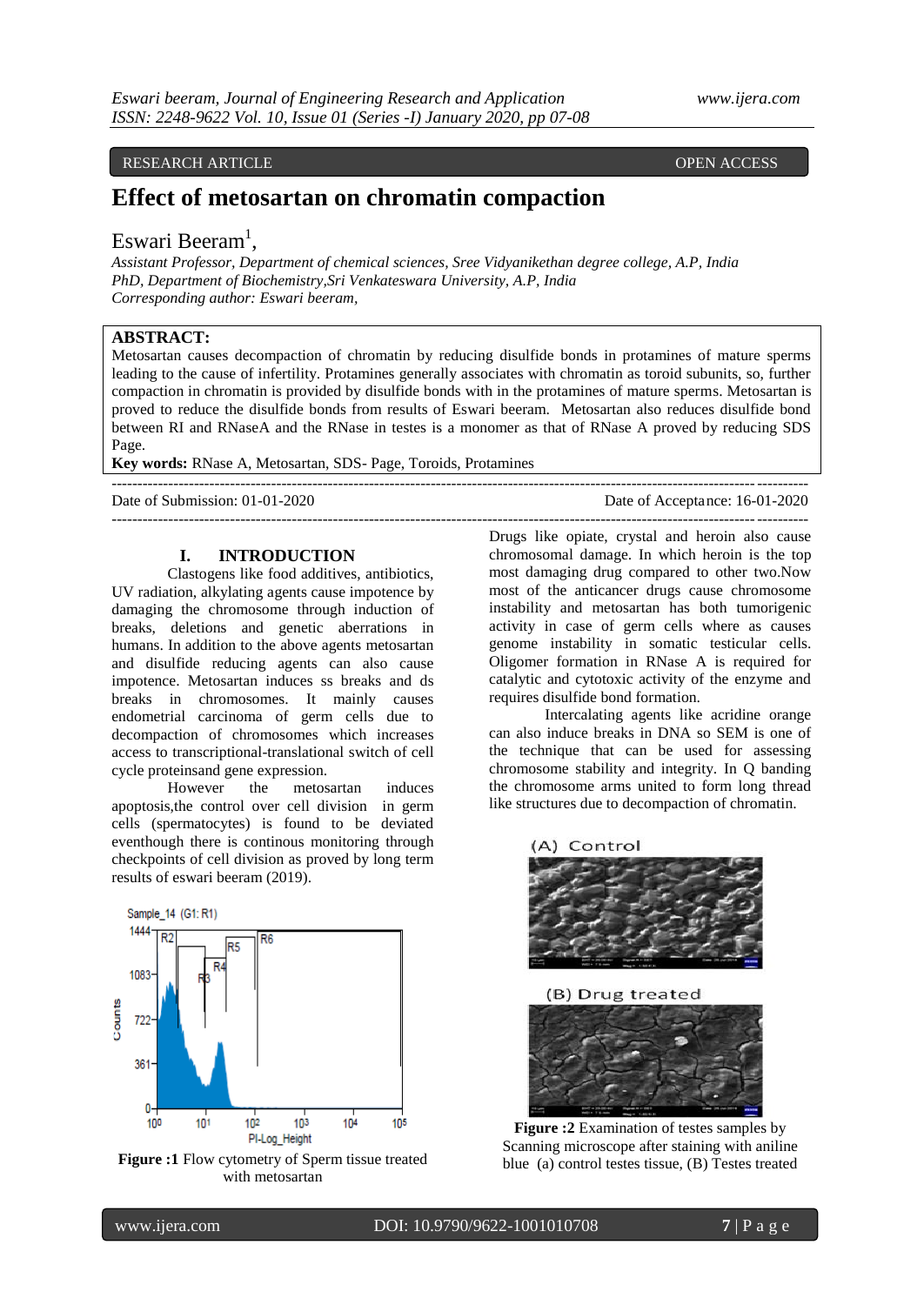RESEARCH ARTICLE OPEN ACCESS

# Effect of metosartan on chromatin compaction

Eswari Beeram[1],

*Assistant Professor, Department of chemical sciences, Sree Vidyanikethan degree college, A.P, India*
*PhD, Department of Biochemistry,Sri Venkateswara University, A.P, India*
*Corresponding author: Eswari beeram,*

**ABSTRACT:**
Metosartan causes decompaction of chromatin by reducing disulfide bonds in protamines of mature sperms leading to the cause of infertility. Protamines generally associates with chromatin as toroid subunits, so, further compaction in chromatin is provided by disulfide bonds with in the protamines of mature sperms. Metosartan is proved to reduce the disulfide bonds from results of Eswari beeram. Metosartan also reduces disulfide bond between RI and RNaseA and the RNase in testes is a monomer as that of RNase A proved by reducing SDS Page.

**Key words:** RNase A, Metosartan, SDS- Page, Toroids, Protamines

Date of Submission: 01-01-2020 Date of Acceptance: 16-01-2020

## I. INTRODUCTION

Clastogens like food additives, antibiotics, UV radiation, alkylating agents cause impotency by damaging the chromosome through induction of breaks, deletions and genetic aberrations in humans. In addition to the above agents metosartan and disulfide reducing agents can also cause impotence. Metosartan induces ss breaks and ds breaks in chromosomes. It mainly causes endometrial carcinoma of germ cells due to decompaction of chromosomes which increases access to transcriptional-translational switch of cell cycle proteinsand gene expression.

However the metosartan induces apoptosis,the control over cell division in germ cells (spermatocytes) is found to be deviated eventhough there is continous monitoring through checkpoints of cell division as proved by long term results of eswari beeram (2019).

**Figure :1** Flow cytometry of Sperm tissue treated with metosartan

Drugs like opiate, crystal and heroin also cause chromosomal damage. In which heroin is the top most damaging drug compared to other two.Now most of the anticancer drugs cause chromosome instability and metosartan has both tumorigenic activity in case of germ cells where as causes genome instability in somatic testicular cells. Oligomer formation in RNase A is required for catalytic and cytotoxic activity of the enzyme and requires disulfide bond formation.

Intercalating agents like acridine orange can also induce breaks in DNA so SEM is one of the technique that can be used for assessing chromosome stability and integrity. In Q banding the chromosome arms united to form long thread like structures due to decompaction of chromatin.

**Figure :2** Examination of testes samples by Scanning microscope after staining with aniline blue (a) control testes tissue, (B) Testes treated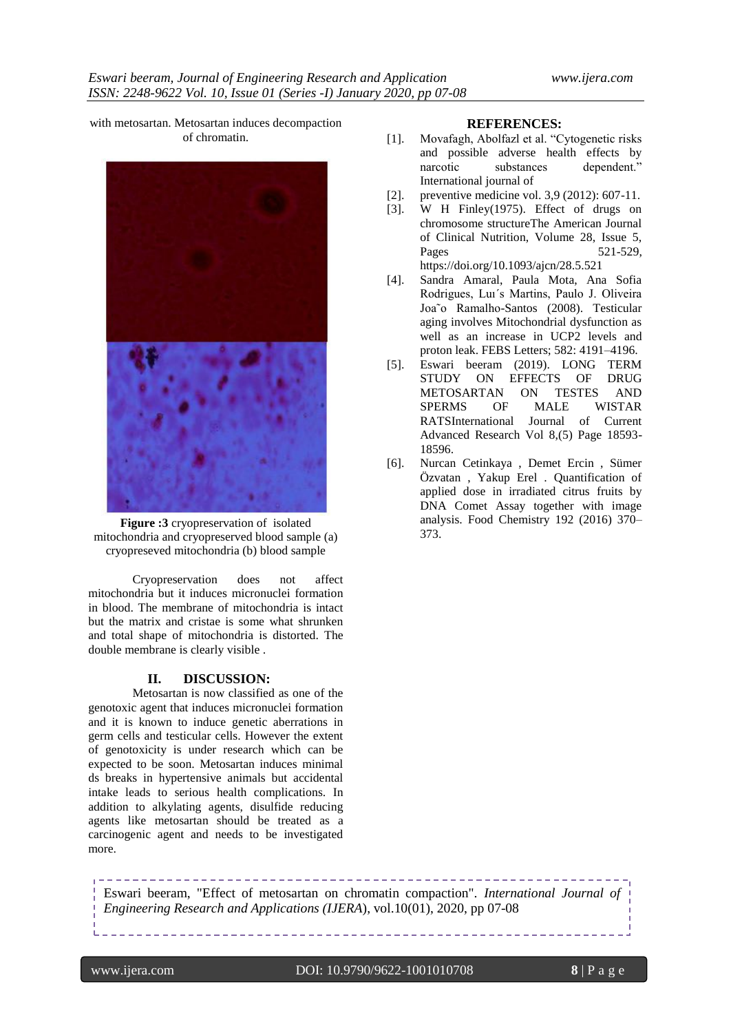with metosartan. Metosartan induces decompaction of chromatin.

**Figure :3** cryopreservation of isolated mitochondria and cryopreserved blood sample (a) cryopreseved mitochondria (b) blood sample

Cryopreservation does not affect mitochondria but it induces micronuclei formation in blood. The membrane of mitochondria is intact but the matrix and cristae is some what shrunken and total shape of mitochondria is distorted. The double membrane is clearly visible .

## II. DISCUSSION:

Metosartan is now classified as one of the genotoxic agent that induces micronuclei formation and it is known to induce genetic aberrations in germ cells and testicular cells. However the extent of genotoxicity is under research which can be expected to be soon. Metosartan induces minimal ds breaks in hypertensive animals but accidental intake leads to serious health complications. In addition to alkylating agents, disulfide reducing agents like metosartan should be treated as a carcinogenic agent and needs to be investigated more.

## REFERENCES:

[1]. Movafagh, Abolfazl et al. "Cytogenetic risks and possible adverse health effects by narcotic substances dependent." International journal of

[2]. preventive medicine vol. 3,9 (2012): 607-11.

[3]. W H Finley(1975). Effect of drugs on chromosome structureThe American Journal of Clinical Nutrition, Volume 28, Issue 5, Pages 521-529, https://doi.org/10.1093/ajcn/28.5.521

[4]. Sandra Amaral, Paula Mota, Ana Sofia Rodrigues, Lui´s Martins, Paulo J. Oliveira Joa˜o Ramalho-Santos (2008). Testicular aging involves Mitochondrial dysfunction as well as an increase in UCP2 levels and proton leak. FEBS Letters; 582: 4191–4196.

[5]. Eswari beeram (2019). LONG TERM STUDY ON EFFECTS OF DRUG METOSARTAN ON TESTES AND SPERMS OF MALE WISTAR RATSInternational Journal of Current Advanced Research Vol 8,(5) Page 18593-18596.

[6]. Nurcan Cetinkaya , Demet Ercin , Sümer Özvatan , Yakup Erel . Quantification of applied dose in irradiated citrus fruits by DNA Comet Assay together with image analysis. Food Chemistry 192 (2016) 370–373.

Eswari beeram, "Effect of metosartan on chromatin compaction". *International Journal of Engineering Research and Applications (IJERA)*, vol.10(01), 2020, pp 07-08